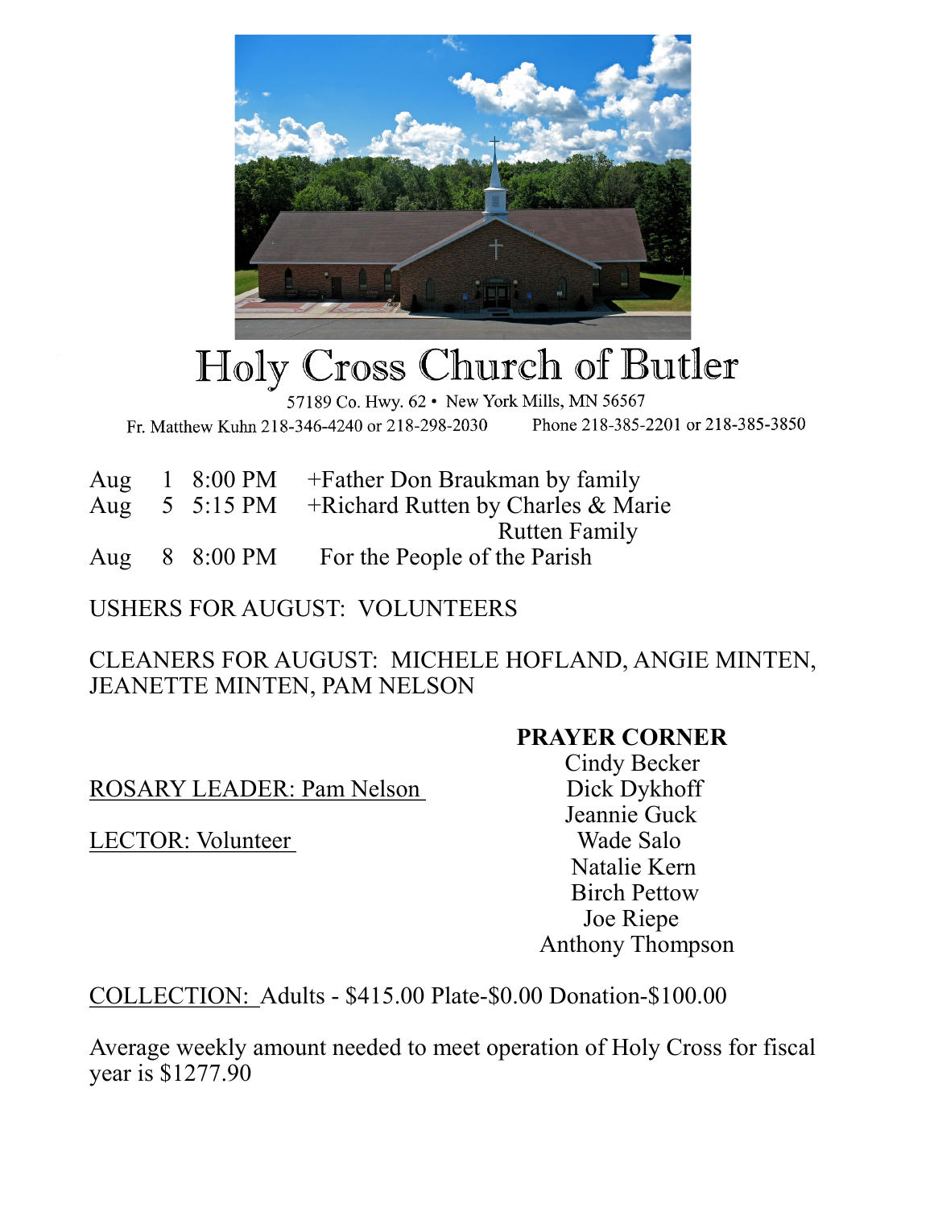# Holy Cross Church of Butler

57189 Co. Hwy. 62 • New York Mills, MN 56567

Fr. Matthew Kuhn 218-346-4240 or 218-298-2030 Phone 218-385-2201 or 218-385-3850

| | | | |
|---|---|---|---|
| Aug | 1 | 8:00 PM | +Father Don Braukman by family |
| Aug | 5 | 5:15 PM | +Richard Rutten by Charles & Marie Rutten Family |
| Aug | 8 | 8:00 PM | For the People of the Parish |

USHERS FOR AUGUST: VOLUNTEERS

CLEANERS FOR AUGUST: MICHELE HOFLAND, ANGIE MINTEN, JEANETTE MINTEN, PAM NELSON

ROSARY LEADER: Pam Nelson

LECTOR: Volunteer

**PRAYER CORNER**

Cindy Becker
Dick Dykhoff
Jeannie Guck
Wade Salo
Natalie Kern
Birch Pettow
Joe Riepe
Anthony Thompson

COLLECTION: Adults - $415.00 Plate-$0.00 Donation-$100.00

Average weekly amount needed to meet operation of Holy Cross for fiscal year is $1277.90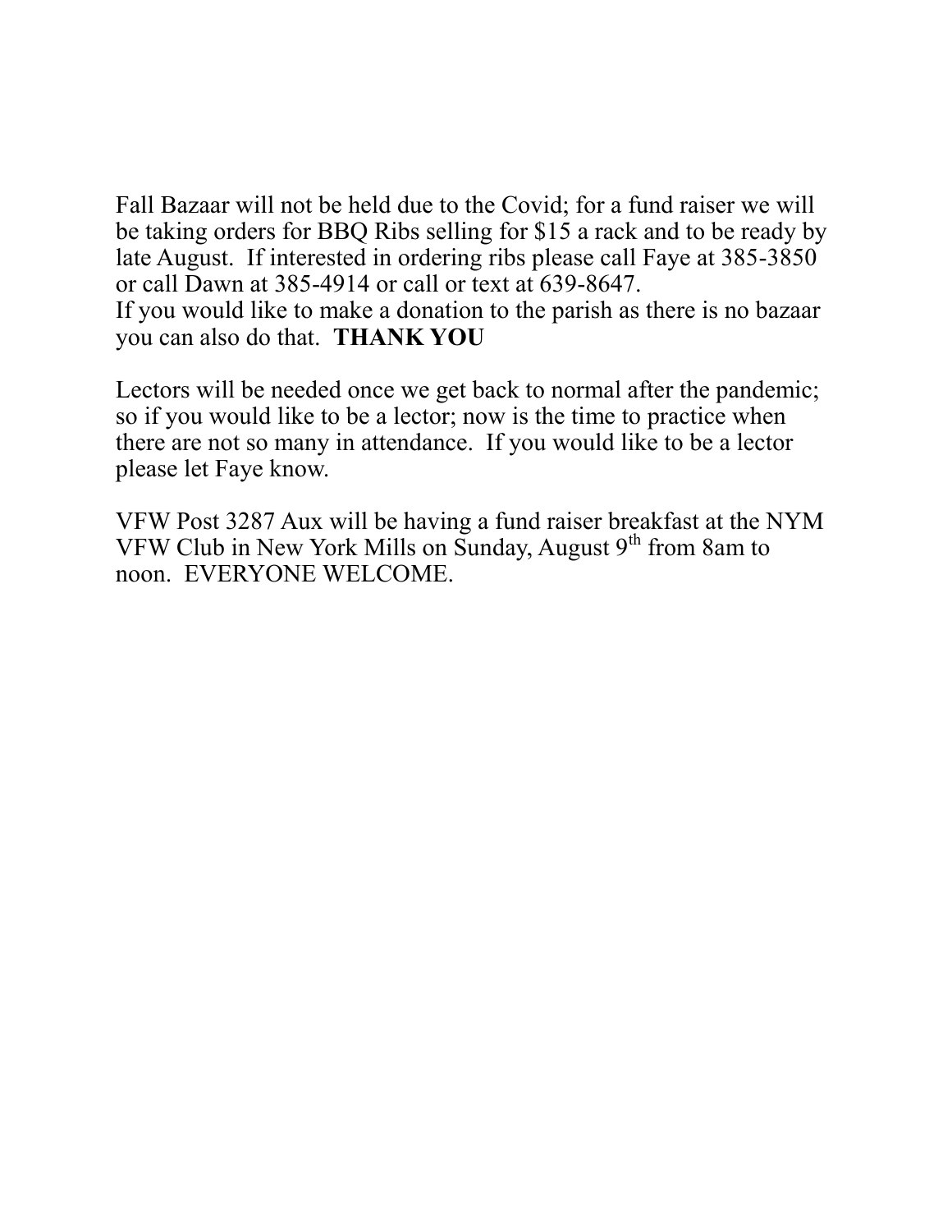Fall Bazaar will not be held due to the Covid; for a fund raiser we will be taking orders for BBQ Ribs selling for $15 a rack and to be ready by late August. If interested in ordering ribs please call Faye at 385-3850 or call Dawn at 385-4914 or call or text at 639-8647.
If you would like to make a donation to the parish as there is no bazaar you can also do that. **THANK YOU**

Lectors will be needed once we get back to normal after the pandemic; so if you would like to be a lector; now is the time to practice when there are not so many in attendance. If you would like to be a lector please let Faye know.

VFW Post 3287 Aux will be having a fund raiser breakfast at the NYM VFW Club in New York Mills on Sunday, August 9th from 8am to noon. EVERYONE WELCOME.